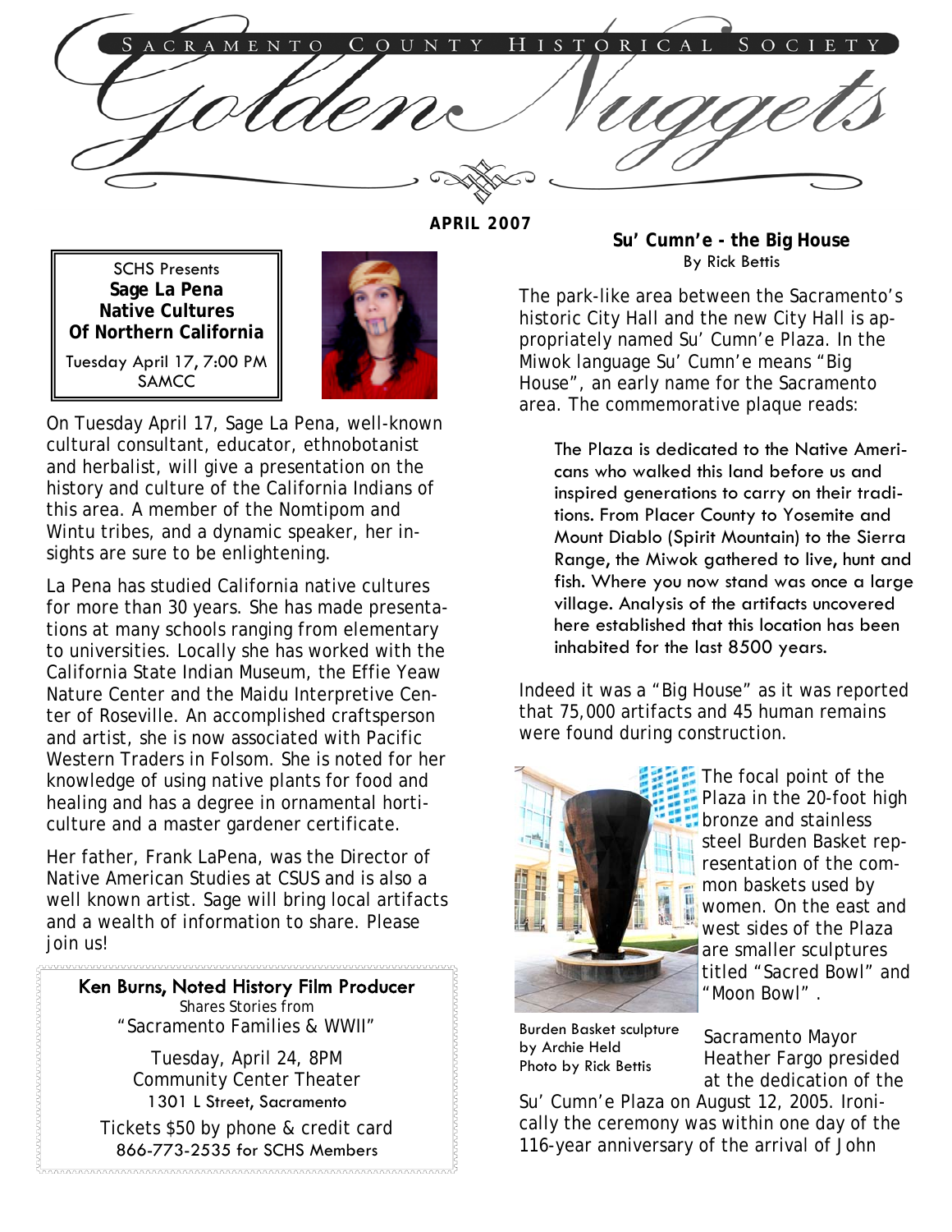# Sacramento County Historical Society

# Golden Nuggets

**APRIL 2007**

SCHS Presents
**Sage La Pena**
**Native Cultures**
**Of Northern California**
Tuesday April 17, 7:00 PM
SAMCC

On Tuesday April 17, Sage La Pena, well-known cultural consultant, educator, ethnobotanist and herbalist, will give a presentation on the history and culture of the California Indians of this area. A member of the Nomtipom and Wintu tribes, and a dynamic speaker, her insights are sure to be enlightening.

La Pena has studied California native cultures for more than 30 years. She has made presentations at many schools ranging from elementary to universities. Locally she has worked with the California State Indian Museum, the Effie Yeaw Nature Center and the Maidu Interpretive Center of Roseville. An accomplished craftsperson and artist, she is now associated with Pacific Western Traders in Folsom. She is noted for her knowledge of using native plants for food and healing and has a degree in ornamental horticulture and a master gardener certificate.

Her father, Frank LaPena, was the Director of Native American Studies at CSUS and is also a well known artist. Sage will bring local artifacts and a wealth of information to share. Please join us!

**Ken Burns, Noted History Film Producer**
Shares Stories from
"Sacramento Families & WWII"

Tuesday, April 24, 8PM
Community Center Theater
1301 L Street, Sacramento

Tickets $50 by phone & credit card
866-773-2535 for SCHS Members

## Su' Cumn'e - the Big House

By Rick Bettis

The park-like area between the Sacramento's historic City Hall and the new City Hall is appropriately named Su' Cumn'e Plaza. In the Miwok language Su' Cumn'e means "Big House", an early name for the Sacramento area. The commemorative plaque reads:

> The Plaza is dedicated to the Native Americans who walked this land before us and inspired generations to carry on their traditions. From Placer County to Yosemite and Mount Diablo (Spirit Mountain) to the Sierra Range, the Miwok gathered to live, hunt and fish. Where you now stand was once a large village. Analysis of the artifacts uncovered here established that this location has been inhabited for the last 8500 years.

Indeed it was a "Big House" as it was reported that 75,000 artifacts and 45 human remains were found during construction.

The focal point of the Plaza in the 20-foot high bronze and stainless steel Burden Basket representation of the common baskets used by women. On the east and west sides of the Plaza are smaller sculptures titled "Sacred Bowl" and "Moon Bowl".

Burden Basket sculpture by Archie Held
Photo by Rick Bettis

Sacramento Mayor Heather Fargo presided at the dedication of the Su' Cumn'e Plaza on August 12, 2005. Ironically the ceremony was within one day of the 116-year anniversary of the arrival of John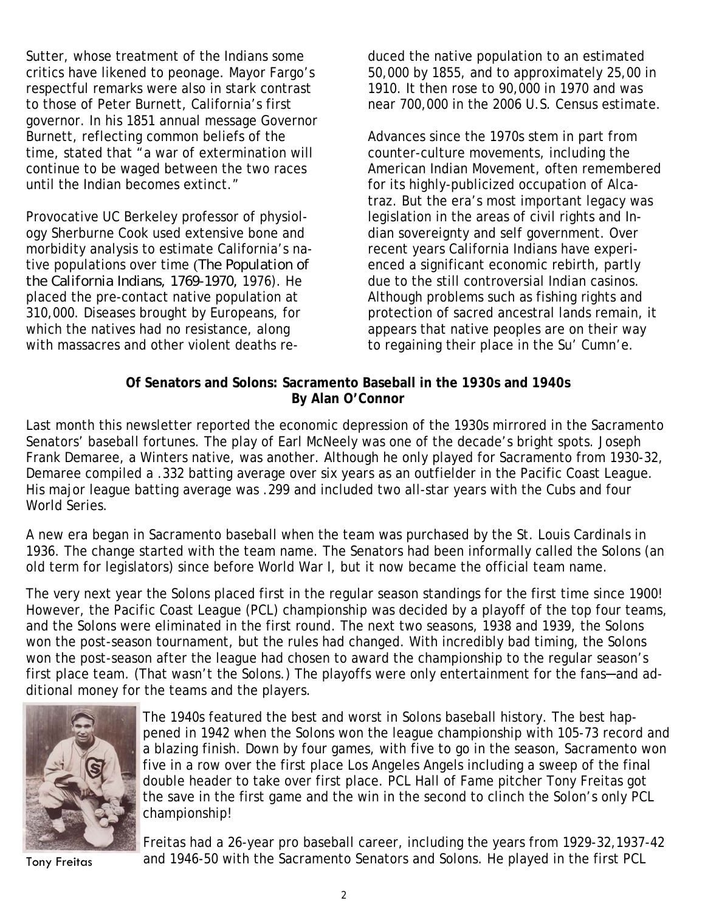Sutter, whose treatment of the Indians some critics have likened to peonage. Mayor Fargo's respectful remarks were also in stark contrast to those of Peter Burnett, California's first governor. In his 1851 annual message Governor Burnett, reflecting common beliefs of the time, stated that "a war of extermination will continue to be waged between the two races until the Indian becomes extinct."

Provocative UC Berkeley professor of physiology Sherburne Cook used extensive bone and morbidity analysis to estimate California's native populations over time (*The Population of the California Indians, 1769-1970*, 1976). He placed the pre-contact native population at 310,000. Diseases brought by Europeans, for which the natives had no resistance, along with massacres and other violent deaths reduced the native population to an estimated 50,000 by 1855, and to approximately 25,00 in 1910. It then rose to 90,000 in 1970 and was near 700,000 in the 2006 U.S. Census estimate.

Advances since the 1970s stem in part from counter-culture movements, including the American Indian Movement, often remembered for its highly-publicized occupation of Alcatraz. But the era's most important legacy was legislation in the areas of civil rights and Indian sovereignty and self government. Over recent years California Indians have experienced a significant economic rebirth, partly due to the still controversial Indian casinos. Although problems such as fishing rights and protection of sacred ancestral lands remain, it appears that native peoples are on their way to regaining their place in the Su' Cumn'e.

**Of Senators and Solons: Sacramento Baseball in the 1930s and 1940s**
**By Alan O'Connor**

Last month this newsletter reported the economic depression of the 1930s mirrored in the Sacramento Senators' baseball fortunes. The play of Earl McNeely was one of the decade's bright spots. Joseph Frank Demaree, a Winters native, was another. Although he only played for Sacramento from 1930-32, Demaree compiled a .332 batting average over six years as an outfielder in the Pacific Coast League. His major league batting average was .299 and included two all-star years with the Cubs and four World Series.

A new era began in Sacramento baseball when the team was purchased by the St. Louis Cardinals in 1936. The change started with the team name. The Senators had been informally called the Solons (an old term for legislators) since before World War I, but it now became the official team name.

The very next year the Solons placed first in the regular season standings for the first time since 1900! However, the Pacific Coast League (PCL) championship was decided by a playoff of the top four teams, and the Solons were eliminated in the first round. The next two seasons, 1938 and 1939, the Solons won the post-season tournament, but the rules had changed. With incredibly bad timing, the Solons won the post-season after the league had chosen to award the championship to the regular season's first place team. (That wasn't the Solons.) The playoffs were only entertainment for the fans—and additional money for the teams and the players.

Tony Freitas

The 1940s featured the best and worst in Solons baseball history. The best happened in 1942 when the Solons won the league championship with 105-73 record and a blazing finish. Down by four games, with five to go in the season, Sacramento won five in a row over the first place Los Angeles Angels including a sweep of the final double header to take over first place. PCL Hall of Fame pitcher Tony Freitas got the save in the first game and the win in the second to clinch the Solon's only PCL championship!

Freitas had a 26-year pro baseball career, including the years from 1929-32,1937-42 and 1946-50 with the Sacramento Senators and Solons. He played in the first PCL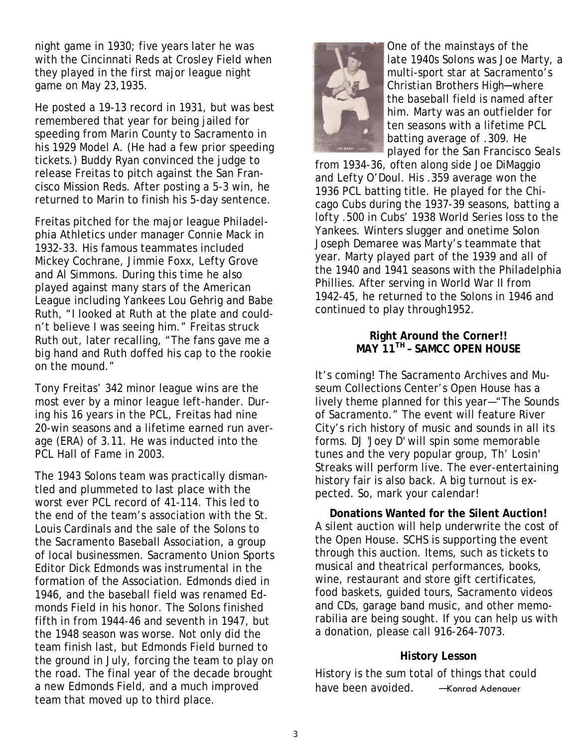night game in 1930; five years later he was with the Cincinnati Reds at Crosley Field when they played in the first major league night game on May 23,1935.

He posted a 19-13 record in 1931, but was best remembered that year for being jailed for speeding from Marin County to Sacramento in his 1929 Model A. (He had a few prior speeding tickets.) Buddy Ryan convinced the judge to release Freitas to pitch against the San Francisco Mission Reds. After posting a 5-3 win, he returned to Marin to finish his 5-day sentence.

Freitas pitched for the major league Philadelphia Athletics under manager Connie Mack in 1932-33. His famous teammates included Mickey Cochrane, Jimmie Foxx, Lefty Grove and Al Simmons. During this time he also played against many stars of the American League including Yankees Lou Gehrig and Babe Ruth, "I looked at Ruth at the plate and couldn't believe I was seeing him." Freitas struck Ruth out, later recalling, "The fans gave me a big hand and Ruth doffed his cap to the rookie on the mound."

Tony Freitas' 342 minor league wins are the most ever by a minor league left-hander. During his 16 years in the PCL, Freitas had nine 20-win seasons and a lifetime earned run average (ERA) of 3.11. He was inducted into the PCL Hall of Fame in 2003.

The 1943 Solons team was practically dismantled and plummeted to last place with the worst ever PCL record of 41-114. This led to the end of the team's association with the St. Louis Cardinals and the sale of the Solons to the Sacramento Baseball Association, a group of local businessmen. Sacramento Union Sports Editor Dick Edmonds was instrumental in the formation of the Association. Edmonds died in 1946, and the baseball field was renamed Edmonds Field in his honor. The Solons finished fifth in from 1944-46 and seventh in 1947, but the 1948 season was worse. Not only did the team finish last, but Edmonds Field burned to the ground in July, forcing the team to play on the road. The final year of the decade brought a new Edmonds Field, and a much improved team that moved up to third place.

One of the mainstays of the late 1940s Solons was Joe Marty, a multi-sport star at Sacramento's Christian Brothers High—where the baseball field is named after him. Marty was an outfielder for ten seasons with a lifetime PCL batting average of .309. He played for the San Francisco Seals from 1934-36, often along side Joe DiMaggio and Lefty O'Doul. His .359 average won the 1936 PCL batting title. He played for the Chicago Cubs during the 1937-39 seasons, batting a lofty .500 in Cubs' 1938 World Series loss to the Yankees. Winters slugger and onetime Solon Joseph Demaree was Marty's teammate that year. Marty played part of the 1939 and all of the 1940 and 1941 seasons with the Philadelphia Phillies. After serving in World War II from 1942-45, he returned to the Solons in 1946 and continued to play through1952.

**Right Around the Corner!!**
**MAY 11TH – SAMCC OPEN HOUSE**

It's coming! The Sacramento Archives and Museum Collections Center's Open House has a lively theme planned for this year—"The Sounds of Sacramento." The event will feature River City's rich history of music and sounds in all its forms. DJ 'Joey D' will spin some memorable tunes and the very popular group, Th' Losin' Streaks will perform live. The ever-entertaining history fair is also back. A big turnout is expected. So, mark your calendar!

**Donations Wanted for the Silent Auction!**
A silent auction will help underwrite the cost of the Open House. SCHS is supporting the event through this auction. Items, such as tickets to musical and theatrical performances, books, wine, restaurant and store gift certificates, food baskets, guided tours, Sacramento videos and CDs, garage band music, and other memorabilia are being sought. If you can help us with a donation, please call 916-264-7073.

**History Lesson**

History is the sum total of things that could have been avoided. —Konrad Adenauer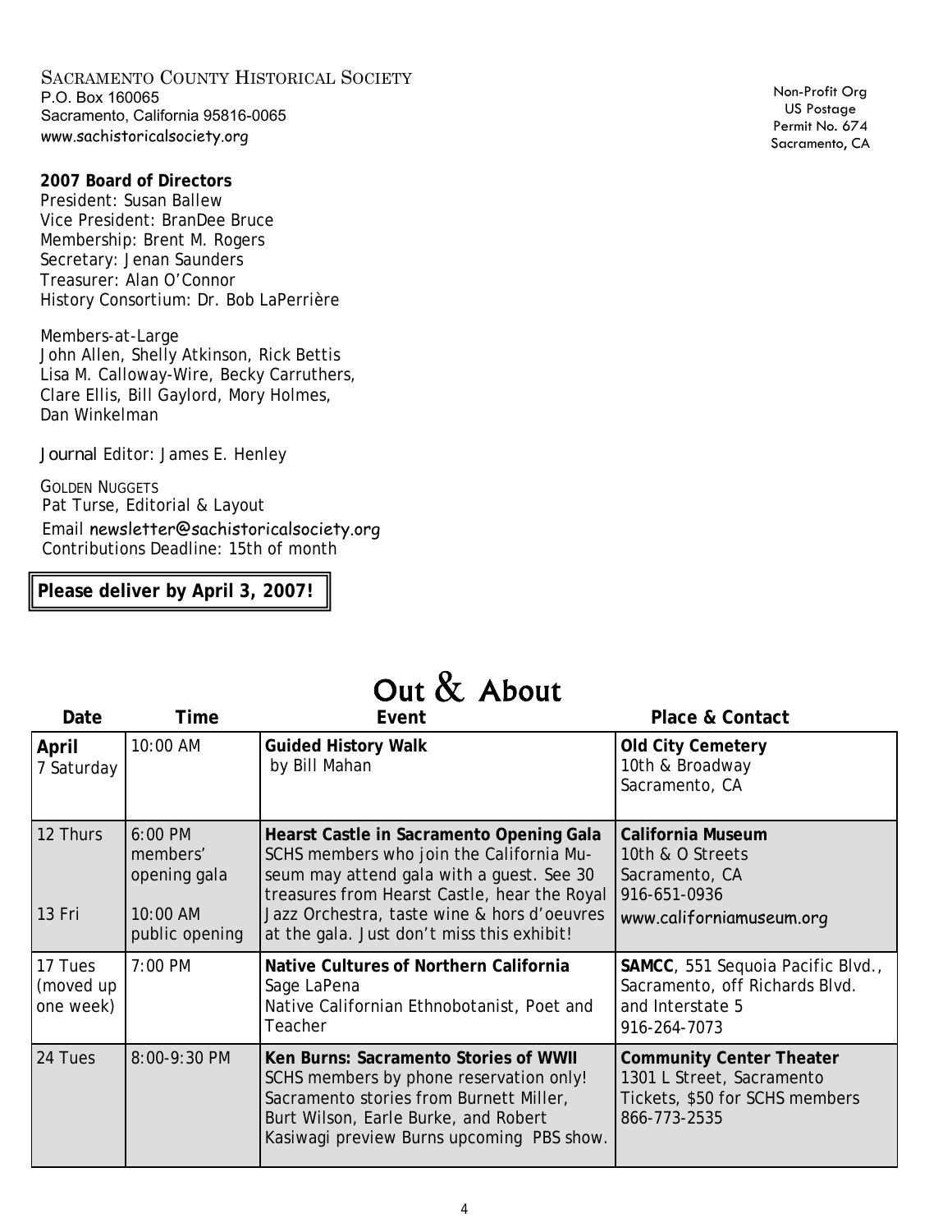SACRAMENTO COUNTY HISTORICAL SOCIETY
P.O. Box 160065
Sacramento, California 95816-0065
www.sachistoricalsociety.org

Non-Profit Org
US Postage
Permit No. 674
Sacramento, CA

**2007 Board of Directors**
President: Susan Ballew
Vice President: BranDee Bruce
Membership: Brent M. Rogers
Secretary: Jenan Saunders
Treasurer: Alan O'Connor
History Consortium: Dr. Bob LaPerrière

Members-at-Large
John Allen, Shelly Atkinson, Rick Bettis
Lisa M. Calloway-Wire, Becky Carruthers,
Clare Ellis, Bill Gaylord, Mory Holmes,
Dan Winkelman

*Journal* Editor: James E. Henley

GOLDEN NUGGETS
Pat Turse, Editorial & Layout
Email newsletter@sachistoricalsociety.org
Contributions Deadline: 15th of month

**Please deliver by April 3, 2007!**

# Out & About

| Date | Time | Event | Place & Contact |
|---|---|---|---|
| **April** 7 Saturday | 10:00 AM | **Guided History Walk** by Bill Mahan | **Old City Cemetery** 10th & Broadway Sacramento, CA |
| 12 Thurs<br><br>13 Fri | 6:00 PM members' opening gala<br><br>10:00 AM public opening | **Hearst Castle in Sacramento Opening Gala** SCHS members who join the California Museum may attend gala with a guest. See 30 treasures from Hearst Castle, hear the Royal Jazz Orchestra, taste wine & hors d'oeuvres at the gala. Just don't miss this exhibit! | **California Museum** 10th & O Streets Sacramento, CA 916-651-0936 www.californiamuseum.org |
| 17 Tues (moved up one week) | 7:00 PM | **Native Cultures of Northern California** Sage LaPena Native Californian Ethnobotanist, Poet and Teacher | **SAMCC**, 551 Sequoia Pacific Blvd., Sacramento, off Richards Blvd. and Interstate 5 916-264-7073 |
| 24 Tues | 8:00-9:30 PM | **Ken Burns: Sacramento Stories of WWII** SCHS members by phone reservation only! Sacramento stories from Burnett Miller, Burt Wilson, Earle Burke, and Robert Kasiwagi preview Burns upcoming PBS show. | **Community Center Theater** 1301 L Street, Sacramento Tickets, $50 for SCHS members 866-773-2535 |